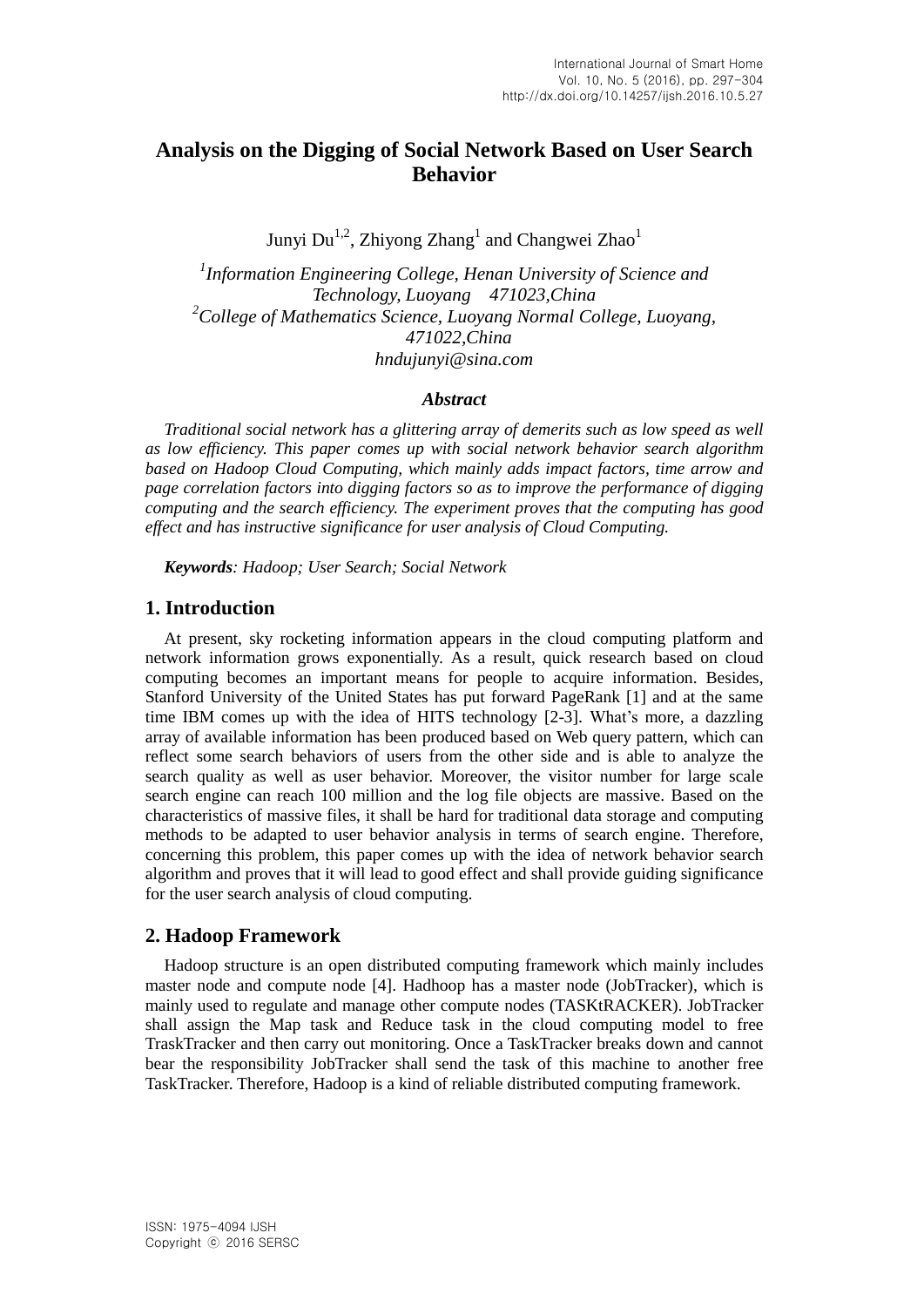# Analysis on the Digging of Social Network Based on User Search Behavior

Junyi Du[1,2], Zhiyong Zhang[1] and Changwei Zhao[1]

*[1]Information Engineering College, Henan University of Science and Technology, Luoyang 471023,China*
*[2]College of Mathematics Science, Luoyang Normal College, Luoyang, 471022,China*
*hndujunyi@sina.com*

### *Abstract*

*Traditional social network has a glittering array of demerits such as low speed as well as low efficiency. This paper comes up with social network behavior search algorithm based on Hadoop Cloud Computing, which mainly adds impact factors, time arrow and page correlation factors into digging factors so as to improve the performance of digging computing and the search efficiency. The experiment proves that the computing has good effect and has instructive significance for user analysis of Cloud Computing.*

***Keywords**: Hadoop; User Search; Social Network*

## 1. Introduction

At present, sky rocketing information appears in the cloud computing platform and network information grows exponentially. As a result, quick research based on cloud computing becomes an important means for people to acquire information. Besides, Stanford University of the United States has put forward PageRank [1] and at the same time IBM comes up with the idea of HITS technology [2-3]. What's more, a dazzling array of available information has been produced based on Web query pattern, which can reflect some search behaviors of users from the other side and is able to analyze the search quality as well as user behavior. Moreover, the visitor number for large scale search engine can reach 100 million and the log file objects are massive. Based on the characteristics of massive files, it shall be hard for traditional data storage and computing methods to be adapted to user behavior analysis in terms of search engine. Therefore, concerning this problem, this paper comes up with the idea of network behavior search algorithm and proves that it will lead to good effect and shall provide guiding significance for the user search analysis of cloud computing.

## 2. Hadoop Framework

Hadoop structure is an open distributed computing framework which mainly includes master node and compute node [4]. Hadhoop has a master node (JobTracker), which is mainly used to regulate and manage other compute nodes (TASKtRACKER). JobTracker shall assign the Map task and Reduce task in the cloud computing model to free TraskTracker and then carry out monitoring. Once a TaskTracker breaks down and cannot bear the responsibility JobTracker shall send the task of this machine to another free TaskTracker. Therefore, Hadoop is a kind of reliable distributed computing framework.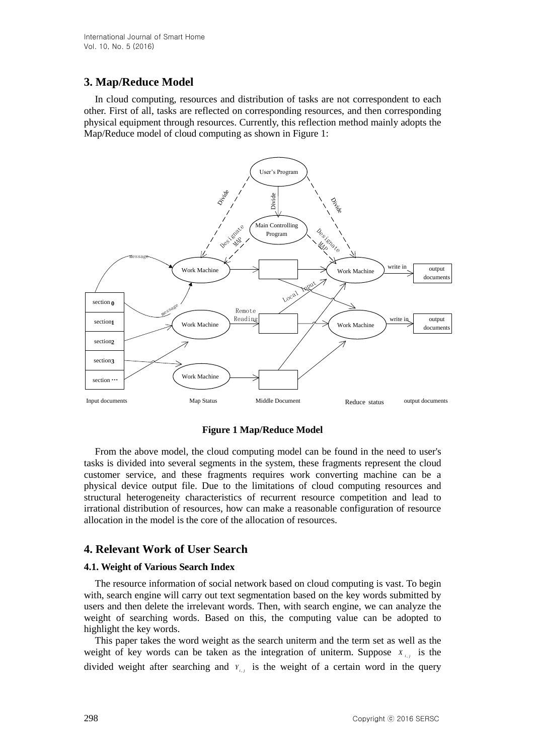## 3. Map/Reduce Model

In cloud computing, resources and distribution of tasks are not correspondent to each other. First of all, tasks are reflected on corresponding resources, and then corresponding physical equipment through resources. Currently, this reflection method mainly adopts the Map/Reduce model of cloud computing as shown in Figure 1:

**Figure 1 Map/Reduce Model**

From the above model, the cloud computing model can be found in the need to user's tasks is divided into several segments in the system, these fragments represent the cloud customer service, and these fragments requires work converting machine can be a physical device output file. Due to the limitations of cloud computing resources and structural heterogeneity characteristics of recurrent resource competition and lead to irrational distribution of resources, how can make a reasonable configuration of resource allocation in the model is the core of the allocation of resources.

## 4. Relevant Work of User Search

### 4.1. Weight of Various Search Index

The resource information of social network based on cloud computing is vast. To begin with, search engine will carry out text segmentation based on the key words submitted by users and then delete the irrelevant words. Then, with search engine, we can analyze the weight of searching words. Based on this, the computing value can be adopted to highlight the key words.

This paper takes the word weight as the search uniterm and the term set as well as the weight of key words can be taken as the integration of uniterm. Suppose $X_{i,j}$ is the divided weight after searching and $Y_{i,j}$ is the weight of a certain word in the query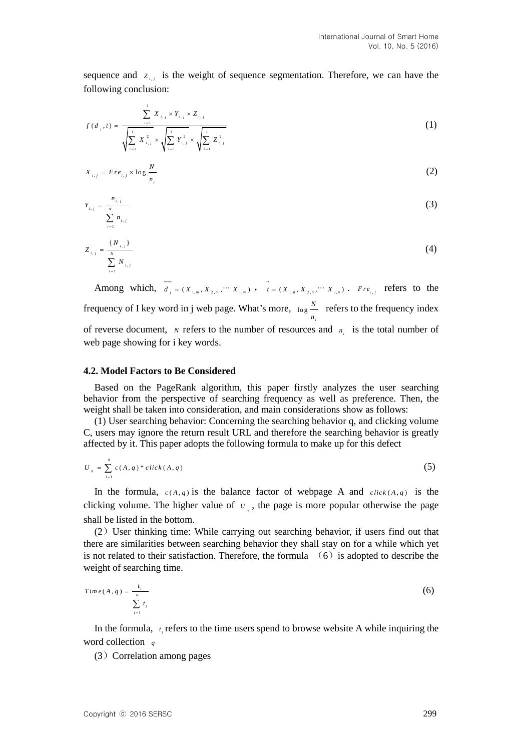sequence and $Z_{i,j}$ is the weight of sequence segmentation. Therefore, we can have the following conclusion:

$$f(d_j, t) = \frac{\sum_{i=1}^{t} X_{i,j} \times Y_{i,j} \times Z_{i,j}}{\sqrt{\sum_{i=1}^{t} X_{i,j}^2} \times \sqrt{\sum_{i=1}^{t} Y_{i,j}^2} \times \sqrt{\sum_{i=1}^{t} Z_{i,j}^2}} \tag{1}$$

$$X_{i,j} = Fre_{i,j} \times \log \frac{N}{n_i} \tag{2}$$

$$Y_{i,j} = \frac{n_{i,j}}{\sum_{i=1}^{N} n_{i,j}} \tag{3}$$

$$Z_{i,j} = \frac{\{N_{i,j}\}}{\sum_{i=1}^{N} N_{i,j}} \tag{4}$$

Among which, $\overrightarrow{d_j} = (X_{1,m}, X_{2,m}, \cdots X_{i,m})$, $\vec{t} = (X_{1,n}, X_{2,n}, \cdots X_{i,n})$. $Fre_{i,j}$ refers to the frequency of I key word in j web page. What's more, $\log \frac{N}{n_i}$ refers to the frequency index of reverse document, $N$ refers to the number of resources and $n_i$ is the total number of web page showing for i key words.

### 4.2. Model Factors to Be Considered

Based on the PageRank algorithm, this paper firstly analyzes the user searching behavior from the perspective of searching frequency as well as preference. Then, the weight shall be taken into consideration, and main considerations show as follows:

(1) User searching behavior: Concerning the searching behavior q, and clicking volume C, users may ignore the return result URL and therefore the searching behavior is greatly affected by it. This paper adopts the following formula to make up for this defect

$$U_q = \sum_{i=1}^{n} c(A,q) * click(A,q) \tag{5}$$

In the formula, $c(A,q)$ is the balance factor of webpage A and $click(A,q)$ is the clicking volume. The higher value of $U_q$, the page is more popular otherwise the page shall be listed in the bottom.

(2) User thinking time: While carrying out searching behavior, if users find out that there are similarities between searching behavior they shall stay on for a while which yet is not related to their satisfaction. Therefore, the formula (6) is adopted to describe the weight of searching time.

$$Time(A,q) = \frac{t_i}{\sum_{i=1}^{n} t_i} \tag{6}$$

In the formula, $t_i$ refers to the time users spend to browse website A while inquiring the word collection $q$

(3) Correlation among pages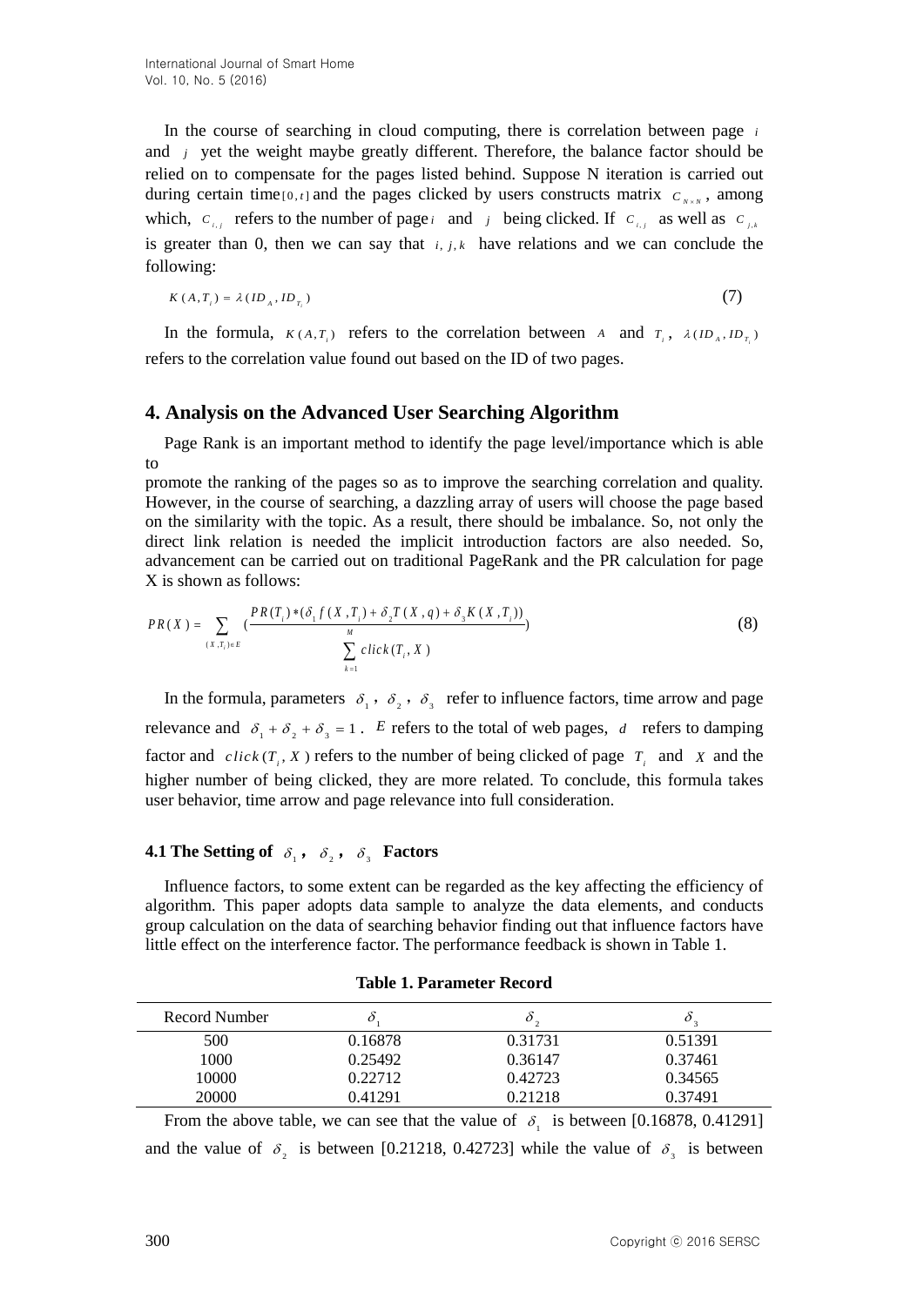In the course of searching in cloud computing, there is correlation between page $i$ and $j$ yet the weight maybe greatly different. Therefore, the balance factor should be relied on to compensate for the pages listed behind. Suppose N iteration is carried out during certain time $[0,t]$ and the pages clicked by users constructs matrix $C_{N \times N}$, among which, $C_{i,j}$ refers to the number of page $i$ and $j$ being clicked. If $C_{i,j}$ as well as $C_{j,k}$ is greater than 0, then we can say that $i, j, k$ have relations and we can conclude the following:

$$K(A, T_i) = \lambda(ID_A, ID_{T_i}) \tag{7}$$

In the formula, $K(A, T_i)$ refers to the correlation between $A$ and $T_i$, $\lambda(ID_A, ID_{T_i})$ refers to the correlation value found out based on the ID of two pages.

## 4. Analysis on the Advanced User Searching Algorithm

Page Rank is an important method to identify the page level/importance which is able to
promote the ranking of the pages so as to improve the searching correlation and quality. However, in the course of searching, a dazzling array of users will choose the page based on the similarity with the topic. As a result, there should be imbalance. So, not only the direct link relation is needed the implicit introduction factors are also needed. So, advancement can be carried out on traditional PageRank and the PR calculation for page X is shown as follows:

$$PR(X) = \sum_{(X,T_i)\in E} \left(\frac{PR(T_i) * (\delta_1 f(X, T_i) + \delta_2 T(X, q) + \delta_3 K(X, T_i))}{\sum_{k=1}^{M} click(T_i, X)}\right) \tag{8}$$

In the formula, parameters $\delta_1$, $\delta_2$, $\delta_3$ refer to influence factors, time arrow and page relevance and $\delta_1 + \delta_2 + \delta_3 = 1$. $E$ refers to the total of web pages, $d$ refers to damping factor and $click(T_i, X)$ refers to the number of being clicked of page $T_i$ and $X$ and the higher number of being clicked, they are more related. To conclude, this formula takes user behavior, time arrow and page relevance into full consideration.

### 4.1 The Setting of $\delta_1$, $\delta_2$, $\delta_3$ Factors

Influence factors, to some extent can be regarded as the key affecting the efficiency of algorithm. This paper adopts data sample to analyze the data elements, and conducts group calculation on the data of searching behavior finding out that influence factors have little effect on the interference factor. The performance feedback is shown in Table 1.

**Table 1. Parameter Record**

| Record Number | $\delta_1$ | $\delta_2$ | $\delta_3$ |
|---|---|---|---|
| 500 | 0.16878 | 0.31731 | 0.51391 |
| 1000 | 0.25492 | 0.36147 | 0.37461 |
| 10000 | 0.22712 | 0.42723 | 0.34565 |
| 20000 | 0.41291 | 0.21218 | 0.37491 |

From the above table, we can see that the value of $\delta_1$ is between [0.16878, 0.41291] and the value of $\delta_2$ is between [0.21218, 0.42723] while the value of $\delta_3$ is between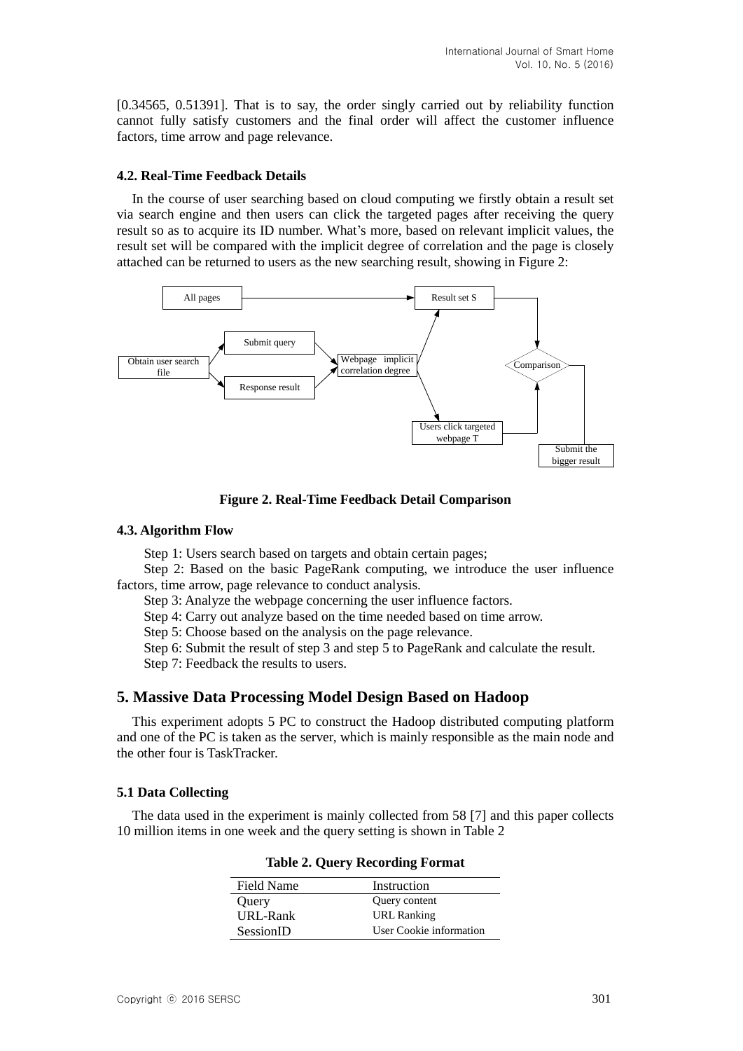[0.34565, 0.51391]. That is to say, the order singly carried out by reliability function cannot fully satisfy customers and the final order will affect the customer influence factors, time arrow and page relevance.

### 4.2. Real-Time Feedback Details

In the course of user searching based on cloud computing we firstly obtain a result set via search engine and then users can click the targeted pages after receiving the query result so as to acquire its ID number. What's more, based on relevant implicit values, the result set will be compared with the implicit degree of correlation and the page is closely attached can be returned to users as the new searching result, showing in Figure 2:

**Figure 2. Real-Time Feedback Detail Comparison**

### 4.3. Algorithm Flow

Step 1: Users search based on targets and obtain certain pages;

Step 2: Based on the basic PageRank computing, we introduce the user influence factors, time arrow, page relevance to conduct analysis.

Step 3: Analyze the webpage concerning the user influence factors.

Step 4: Carry out analyze based on the time needed based on time arrow.

Step 5: Choose based on the analysis on the page relevance.

Step 6: Submit the result of step 3 and step 5 to PageRank and calculate the result.

Step 7: Feedback the results to users.

## 5. Massive Data Processing Model Design Based on Hadoop

This experiment adopts 5 PC to construct the Hadoop distributed computing platform and one of the PC is taken as the server, which is mainly responsible as the main node and the other four is TaskTracker.

### 5.1 Data Collecting

The data used in the experiment is mainly collected from 58 [7] and this paper collects 10 million items in one week and the query setting is shown in Table 2

**Table 2. Query Recording Format**

| Field Name | Instruction |
| --- | --- |
| Query | Query content |
| URL-Rank | URL Ranking |
| SessionID | User Cookie information |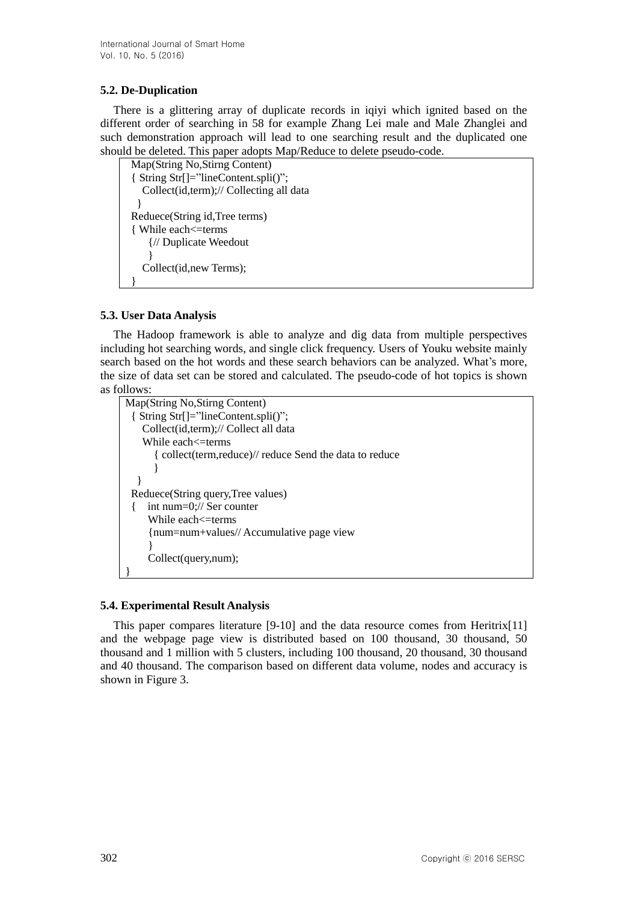### 5.2. De-Duplication

There is a glittering array of duplicate records in iqiyi which ignited based on the different order of searching in 58 for example Zhang Lei male and Male Zhanglei and such demonstration approach will lead to one searching result and the duplicated one should be deleted. This paper adopts Map/Reduce to delete pseudo-code.

```
Map(String No,Stirng Content)
{ String Str[]="lineContent.spli()";
   Collect(id,term);// Collecting all data
 }
Reduece(String id,Tree terms)
{ While each<=terms
     {// Duplicate Weedout
     }
   Collect(id,new Terms);
}
```

### 5.3. User Data Analysis

The Hadoop framework is able to analyze and dig data from multiple perspectives including hot searching words, and single click frequency. Users of Youku website mainly search based on the hot words and these search behaviors can be analyzed. What's more, the size of data set can be stored and calculated. The pseudo-code of hot topics is shown as follows:

```
Map(String No,Stirng Content)
 { String Str[]="lineContent.spli()";
    Collect(id,term);// Collect all data
    While each<=terms
       { collect(term,reduce)// reduce Send the data to reduce
       }
  }
 Reduece(String query,Tree values)
 {   int num=0;// Ser counter
     While each<=terms
     {num=num+values// Accumulative page view
     }
     Collect(query,num);
}
```

### 5.4. Experimental Result Analysis

This paper compares literature [9-10] and the data resource comes from Heritrix[11] and the webpage page view is distributed based on 100 thousand, 30 thousand, 50 thousand and 1 million with 5 clusters, including 100 thousand, 20 thousand, 30 thousand and 40 thousand. The comparison based on different data volume, nodes and accuracy is shown in Figure 3.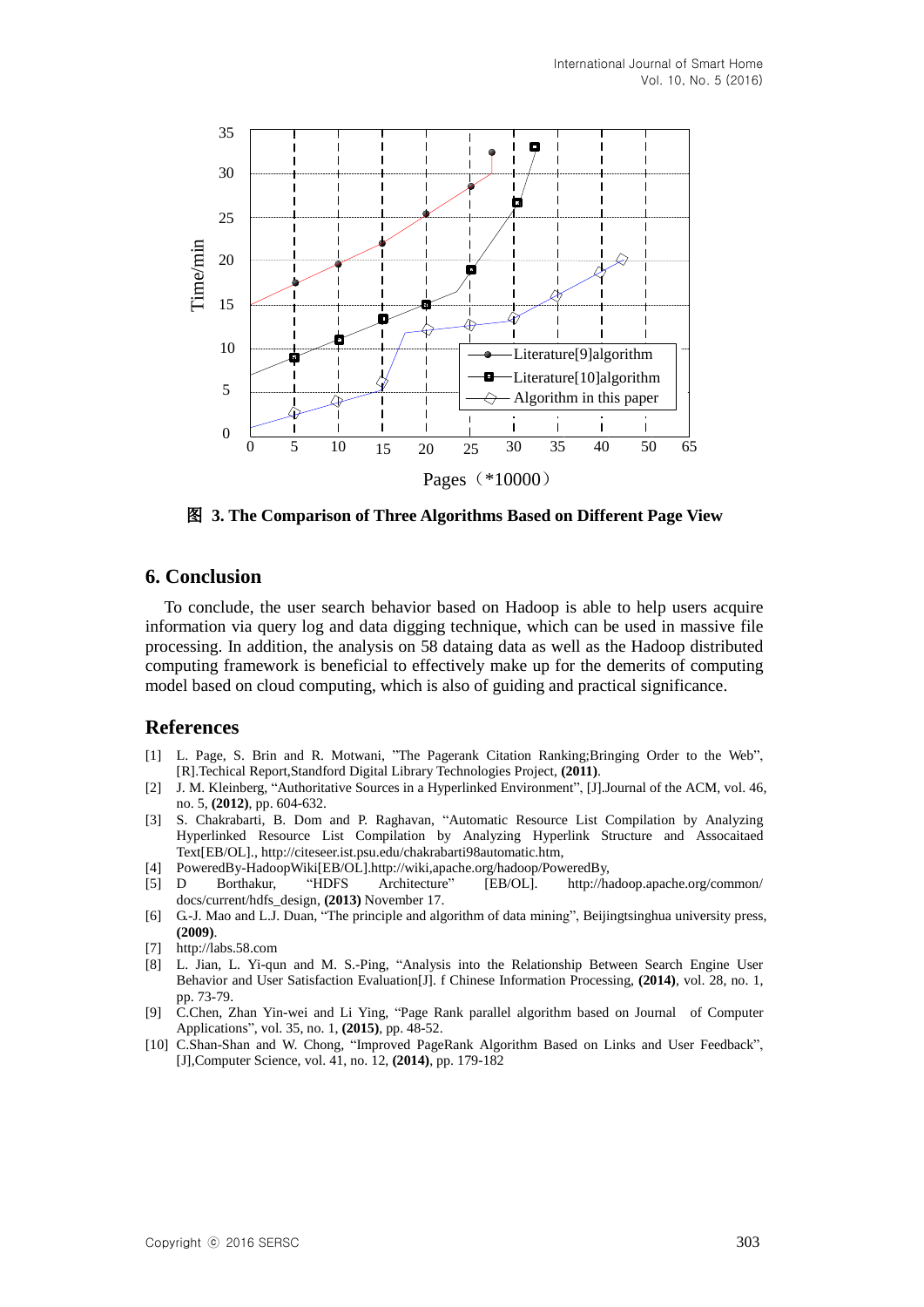图 **3. The Comparison of Three Algorithms Based on Different Page View**

## 6. Conclusion

To conclude, the user search behavior based on Hadoop is able to help users acquire information via query log and data digging technique, which can be used in massive file processing. In addition, the analysis on 58 dataing data as well as the Hadoop distributed computing framework is beneficial to effectively make up for the demerits of computing model based on cloud computing, which is also of guiding and practical significance.

## References

[1] L. Page, S. Brin and R. Motwani, "The Pagerank Citation Ranking;Bringing Order to the Web", [R].Techical Report,Standford Digital Library Technologies Project, **(2011)**.

[2] J. M. Kleinberg, "Authoritative Sources in a Hyperlinked Environment", [J].Journal of the ACM, vol. 46, no. 5, **(2012)**, pp. 604-632.

[3] S. Chakrabarti, B. Dom and P. Raghavan, "Automatic Resource List Compilation by Analyzing Hyperlinked Resource List Compilation by Analyzing Hyperlink Structure and Assocaitaed Text[EB/OL]., http://citeseer.ist.psu.edu/chakrabarti98automatic.htm,

[4] PoweredBy-HadoopWiki[EB/OL].http://wiki,apache.org/hadoop/PoweredBy,

[5] D Borthakur, "HDFS Architecture" [EB/OL]. http://hadoop.apache.org/common/docs/current/hdfs_design, **(2013)** November 17.

[6] G.-J. Mao and L.J. Duan, "The principle and algorithm of data mining", Beijingtsinghua university press, **(2009)**.

[7] http://labs.58.com

[8] L. Jian, L. Yi-qun and M. S.-Ping, "Analysis into the Relationship Between Search Engine User Behavior and User Satisfaction Evaluation[J]. f Chinese Information Processing, **(2014)**, vol. 28, no. 1, pp. 73-79.

[9] C.Chen, Zhan Yin-wei and Li Ying, "Page Rank parallel algorithm based on Journal of Computer Applications", vol. 35, no. 1, **(2015)**, pp. 48-52.

[10] C.Shan-Shan and W. Chong, "Improved PageRank Algorithm Based on Links and User Feedback", [J],Computer Science, vol. 41, no. 12, **(2014)**, pp. 179-182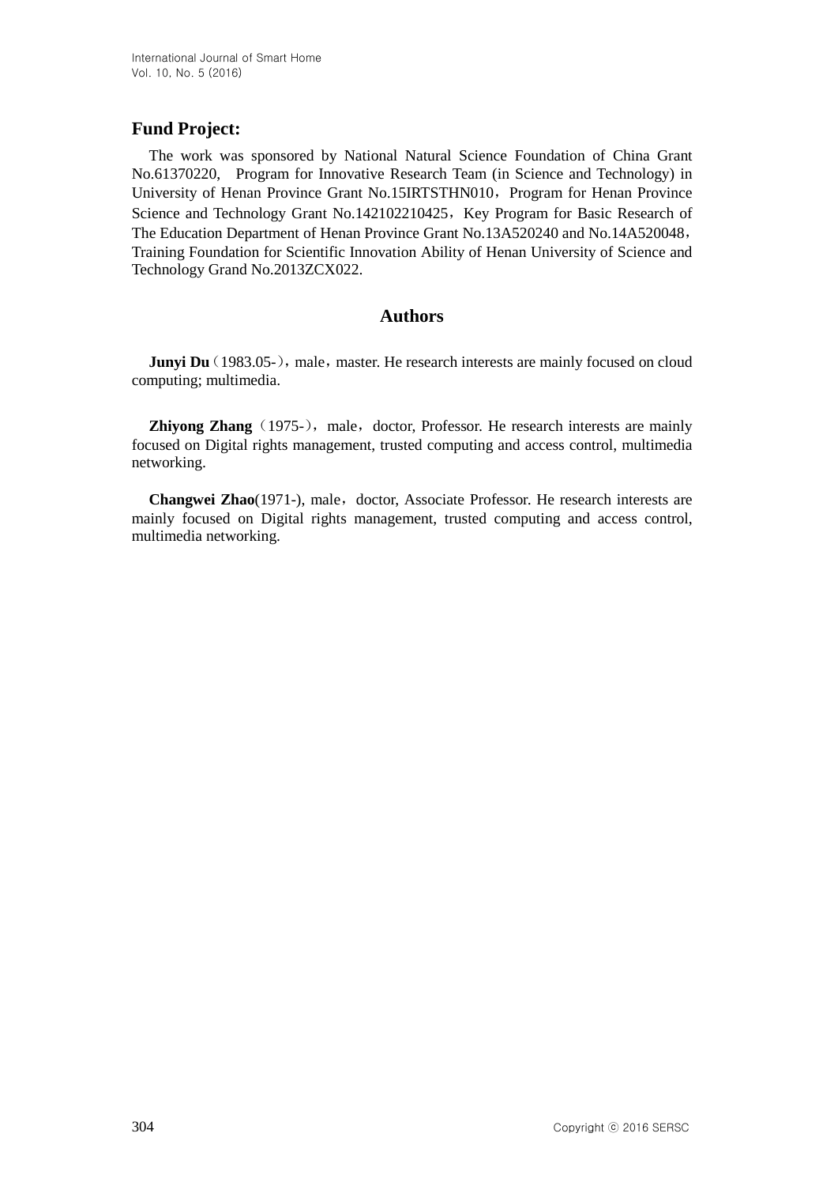## Fund Project:

The work was sponsored by National Natural Science Foundation of China Grant No.61370220, Program for Innovative Research Team (in Science and Technology) in University of Henan Province Grant No.15IRTSTHN010，Program for Henan Province Science and Technology Grant No.142102210425，Key Program for Basic Research of The Education Department of Henan Province Grant No.13A520240 and No.14A520048，Training Foundation for Scientific Innovation Ability of Henan University of Science and Technology Grand No.2013ZCX022.

## Authors

**Junyi Du**（1983.05-），male，master. He research interests are mainly focused on cloud computing; multimedia.

**Zhiyong Zhang**（1975-），male，doctor, Professor. He research interests are mainly focused on Digital rights management, trusted computing and access control, multimedia networking.

**Changwei Zhao**(1971-), male，doctor, Associate Professor. He research interests are mainly focused on Digital rights management, trusted computing and access control, multimedia networking.